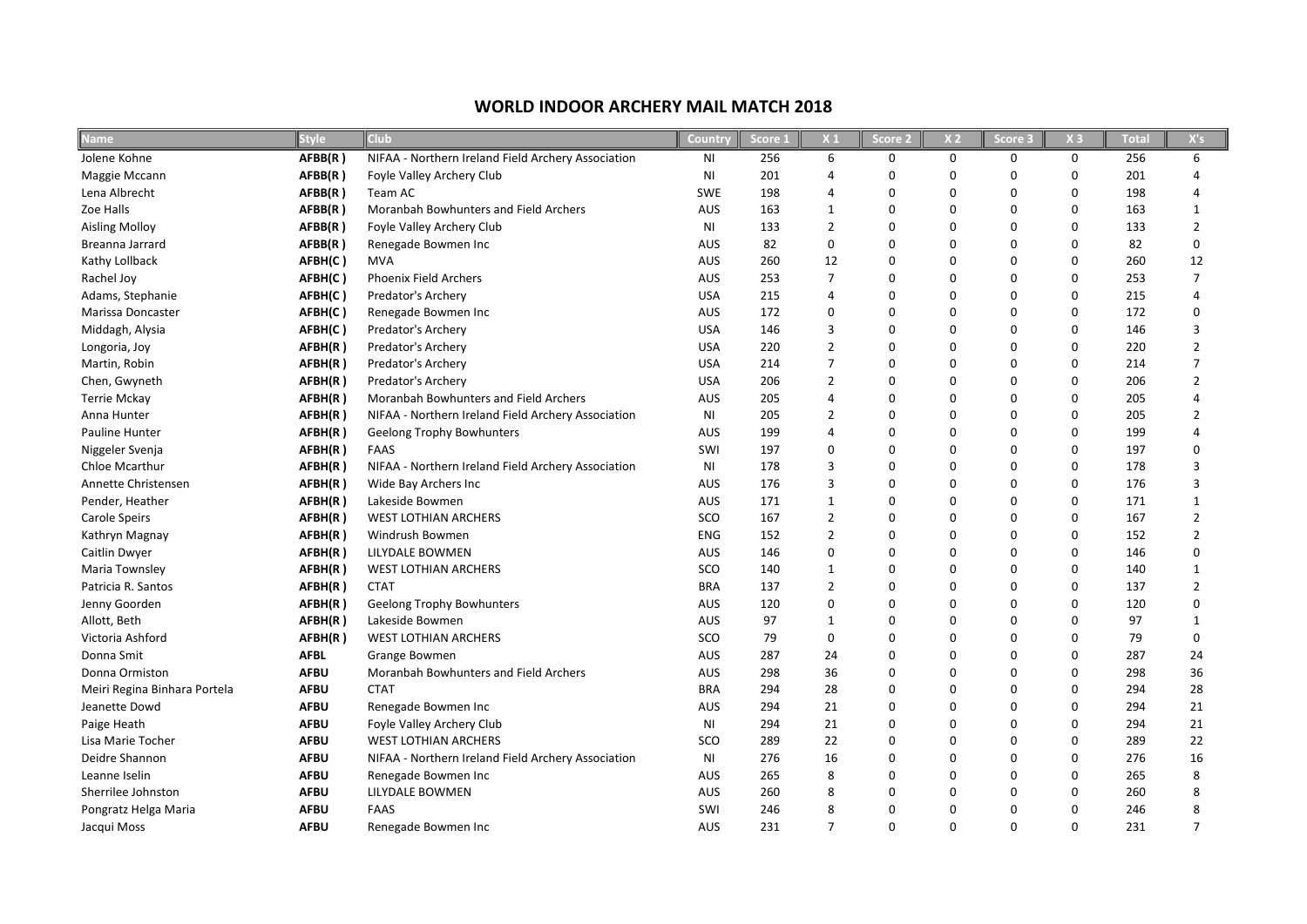# WORLD INDOOR ARCHERY MAIL MATCH 2018

| Name | Style | Club | Country | Score 1 | X 1 | Score 2 | X 2 | Score 3 | X 3 | Total | X's |
|---|---|---|---|---|---|---|---|---|---|---|---|
| Jolene Kohne | **AFBB(R )** | NIFAA - Northern Ireland Field Archery Association | NI | 256 | 6 | 0 | 0 | 0 | 0 | 256 | 6 |
| Maggie Mccann | **AFBB(R )** | Foyle Valley Archery Club | NI | 201 | 4 | 0 | 0 | 0 | 0 | 201 | 4 |
| Lena Albrecht | **AFBB(R )** | Team AC | SWE | 198 | 4 | 0 | 0 | 0 | 0 | 198 | 4 |
| Zoe Halls | **AFBB(R )** | Moranbah Bowhunters and Field Archers | AUS | 163 | 1 | 0 | 0 | 0 | 0 | 163 | 1 |
| Aisling Molloy | **AFBB(R )** | Foyle Valley Archery Club | NI | 133 | 2 | 0 | 0 | 0 | 0 | 133 | 2 |
| Breanna Jarrard | **AFBB(R )** | Renegade Bowmen Inc | AUS | 82 | 0 | 0 | 0 | 0 | 0 | 82 | 0 |
| Kathy Lollback | **AFBH(C )** | MVA | AUS | 260 | 12 | 0 | 0 | 0 | 0 | 260 | 12 |
| Rachel Joy | **AFBH(C )** | Phoenix Field Archers | AUS | 253 | 7 | 0 | 0 | 0 | 0 | 253 | 7 |
| Adams, Stephanie | **AFBH(C )** | Predator's Archery | USA | 215 | 4 | 0 | 0 | 0 | 0 | 215 | 4 |
| Marissa Doncaster | **AFBH(C )** | Renegade Bowmen Inc | AUS | 172 | 0 | 0 | 0 | 0 | 0 | 172 | 0 |
| Middagh, Alysia | **AFBH(C )** | Predator's Archery | USA | 146 | 3 | 0 | 0 | 0 | 0 | 146 | 3 |
| Longoria, Joy | **AFBH(R )** | Predator's Archery | USA | 220 | 2 | 0 | 0 | 0 | 0 | 220 | 2 |
| Martin, Robin | **AFBH(R )** | Predator's Archery | USA | 214 | 7 | 0 | 0 | 0 | 0 | 214 | 7 |
| Chen, Gwyneth | **AFBH(R )** | Predator's Archery | USA | 206 | 2 | 0 | 0 | 0 | 0 | 206 | 2 |
| Terrie Mckay | **AFBH(R )** | Moranbah Bowhunters and Field Archers | AUS | 205 | 4 | 0 | 0 | 0 | 0 | 205 | 4 |
| Anna Hunter | **AFBH(R )** | NIFAA - Northern Ireland Field Archery Association | NI | 205 | 2 | 0 | 0 | 0 | 0 | 205 | 2 |
| Pauline Hunter | **AFBH(R )** | Geelong Trophy Bowhunters | AUS | 199 | 4 | 0 | 0 | 0 | 0 | 199 | 4 |
| Niggeler Svenja | **AFBH(R )** | FAAS | SWI | 197 | 0 | 0 | 0 | 0 | 0 | 197 | 0 |
| Chloe Mcarthur | **AFBH(R )** | NIFAA - Northern Ireland Field Archery Association | NI | 178 | 3 | 0 | 0 | 0 | 0 | 178 | 3 |
| Annette Christensen | **AFBH(R )** | Wide Bay Archers Inc | AUS | 176 | 3 | 0 | 0 | 0 | 0 | 176 | 3 |
| Pender, Heather | **AFBH(R )** | Lakeside Bowmen | AUS | 171 | 1 | 0 | 0 | 0 | 0 | 171 | 1 |
| Carole Speirs | **AFBH(R )** | WEST LOTHIAN ARCHERS | SCO | 167 | 2 | 0 | 0 | 0 | 0 | 167 | 2 |
| Kathryn Magnay | **AFBH(R )** | Windrush Bowmen | ENG | 152 | 2 | 0 | 0 | 0 | 0 | 152 | 2 |
| Caitlin Dwyer | **AFBH(R )** | LILYDALE BOWMEN | AUS | 146 | 0 | 0 | 0 | 0 | 0 | 146 | 0 |
| Maria Townsley | **AFBH(R )** | WEST LOTHIAN ARCHERS | SCO | 140 | 1 | 0 | 0 | 0 | 0 | 140 | 1 |
| Patricia R. Santos | **AFBH(R )** | CTAT | BRA | 137 | 2 | 0 | 0 | 0 | 0 | 137 | 2 |
| Jenny Goorden | **AFBH(R )** | Geelong Trophy Bowhunters | AUS | 120 | 0 | 0 | 0 | 0 | 0 | 120 | 0 |
| Allott, Beth | **AFBH(R )** | Lakeside Bowmen | AUS | 97 | 1 | 0 | 0 | 0 | 0 | 97 | 1 |
| Victoria Ashford | **AFBH(R )** | WEST LOTHIAN ARCHERS | SCO | 79 | 0 | 0 | 0 | 0 | 0 | 79 | 0 |
| Donna Smit | **AFBL** | Grange Bowmen | AUS | 287 | 24 | 0 | 0 | 0 | 0 | 287 | 24 |
| Donna Ormiston | **AFBU** | Moranbah Bowhunters and Field Archers | AUS | 298 | 36 | 0 | 0 | 0 | 0 | 298 | 36 |
| Meiri Regina Binhara Portela | **AFBU** | CTAT | BRA | 294 | 28 | 0 | 0 | 0 | 0 | 294 | 28 |
| Jeanette Dowd | **AFBU** | Renegade Bowmen Inc | AUS | 294 | 21 | 0 | 0 | 0 | 0 | 294 | 21 |
| Paige Heath | **AFBU** | Foyle Valley Archery Club | NI | 294 | 21 | 0 | 0 | 0 | 0 | 294 | 21 |
| Lisa Marie Tocher | **AFBU** | WEST LOTHIAN ARCHERS | SCO | 289 | 22 | 0 | 0 | 0 | 0 | 289 | 22 |
| Deidre Shannon | **AFBU** | NIFAA - Northern Ireland Field Archery Association | NI | 276 | 16 | 0 | 0 | 0 | 0 | 276 | 16 |
| Leanne Iselin | **AFBU** | Renegade Bowmen Inc | AUS | 265 | 8 | 0 | 0 | 0 | 0 | 265 | 8 |
| Sherrilee Johnston | **AFBU** | LILYDALE BOWMEN | AUS | 260 | 8 | 0 | 0 | 0 | 0 | 260 | 8 |
| Pongratz Helga Maria | **AFBU** | FAAS | SWI | 246 | 8 | 0 | 0 | 0 | 0 | 246 | 8 |
| Jacqui Moss | **AFBU** | Renegade Bowmen Inc | AUS | 231 | 7 | 0 | 0 | 0 | 0 | 231 | 7 |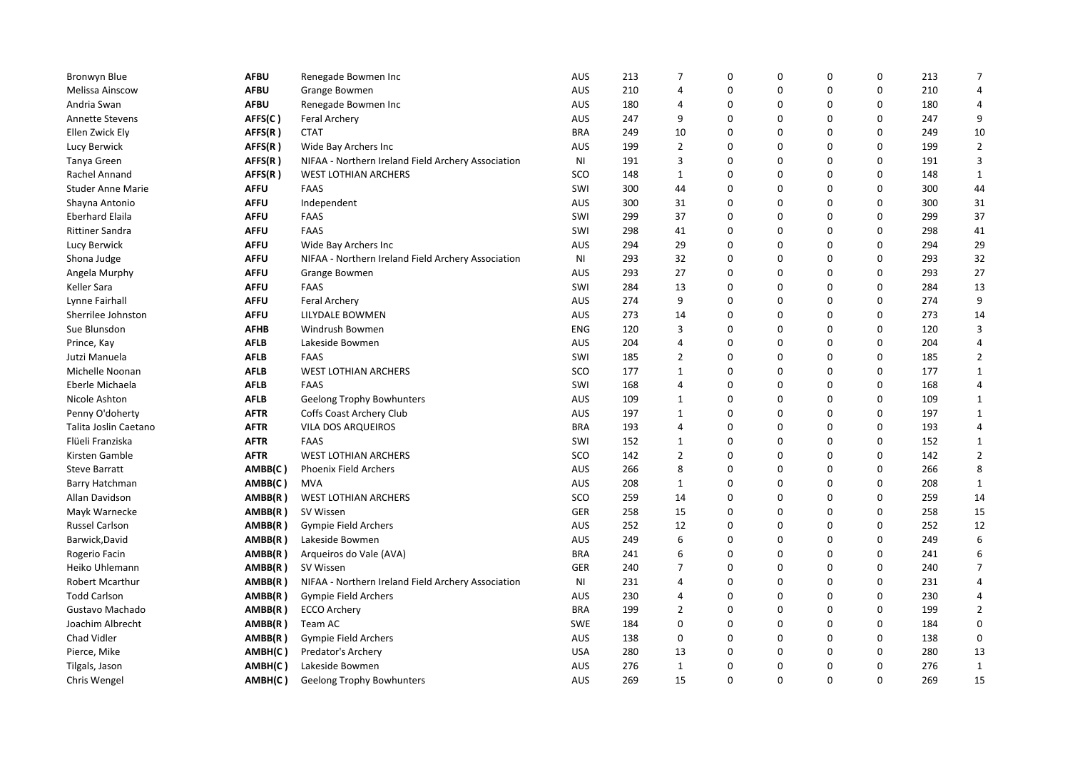| | | | | | | | | | | | | |
|---|---|---|---|---|---|---|---|---|---|---|---|---|
| Bronwyn Blue | **AFBU** | Renegade Bowmen Inc | AUS | 213 | 7 | 0 | 0 | 0 | 0 | 213 | 7 |
| Melissa Ainscow | **AFBU** | Grange Bowmen | AUS | 210 | 4 | 0 | 0 | 0 | 0 | 210 | 4 |
| Andria Swan | **AFBU** | Renegade Bowmen Inc | AUS | 180 | 4 | 0 | 0 | 0 | 0 | 180 | 4 |
| Annette Stevens | **AFFS(C )** | Feral Archery | AUS | 247 | 9 | 0 | 0 | 0 | 0 | 247 | 9 |
| Ellen Zwick Ely | **AFFS(R )** | CTAT | BRA | 249 | 10 | 0 | 0 | 0 | 0 | 249 | 10 |
| Lucy Berwick | **AFFS(R )** | Wide Bay Archers Inc | AUS | 199 | 2 | 0 | 0 | 0 | 0 | 199 | 2 |
| Tanya Green | **AFFS(R )** | NIFAA - Northern Ireland Field Archery Association | NI | 191 | 3 | 0 | 0 | 0 | 0 | 191 | 3 |
| Rachel Annand | **AFFS(R )** | WEST LOTHIAN ARCHERS | SCO | 148 | 1 | 0 | 0 | 0 | 0 | 148 | 1 |
| Studer Anne Marie | **AFFU** | FAAS | SWI | 300 | 44 | 0 | 0 | 0 | 0 | 300 | 44 |
| Shayna Antonio | **AFFU** | Independent | AUS | 300 | 31 | 0 | 0 | 0 | 0 | 300 | 31 |
| Eberhard Elaila | **AFFU** | FAAS | SWI | 299 | 37 | 0 | 0 | 0 | 0 | 299 | 37 |
| Rittiner Sandra | **AFFU** | FAAS | SWI | 298 | 41 | 0 | 0 | 0 | 0 | 298 | 41 |
| Lucy Berwick | **AFFU** | Wide Bay Archers Inc | AUS | 294 | 29 | 0 | 0 | 0 | 0 | 294 | 29 |
| Shona Judge | **AFFU** | NIFAA - Northern Ireland Field Archery Association | NI | 293 | 32 | 0 | 0 | 0 | 0 | 293 | 32 |
| Angela Murphy | **AFFU** | Grange Bowmen | AUS | 293 | 27 | 0 | 0 | 0 | 0 | 293 | 27 |
| Keller Sara | **AFFU** | FAAS | SWI | 284 | 13 | 0 | 0 | 0 | 0 | 284 | 13 |
| Lynne Fairhall | **AFFU** | Feral Archery | AUS | 274 | 9 | 0 | 0 | 0 | 0 | 274 | 9 |
| Sherrilee Johnston | **AFFU** | LILYDALE BOWMEN | AUS | 273 | 14 | 0 | 0 | 0 | 0 | 273 | 14 |
| Sue Blunsdon | **AFHB** | Windrush Bowmen | ENG | 120 | 3 | 0 | 0 | 0 | 0 | 120 | 3 |
| Prince, Kay | **AFLB** | Lakeside Bowmen | AUS | 204 | 4 | 0 | 0 | 0 | 0 | 204 | 4 |
| Jutzi Manuela | **AFLB** | FAAS | SWI | 185 | 2 | 0 | 0 | 0 | 0 | 185 | 2 |
| Michelle Noonan | **AFLB** | WEST LOTHIAN ARCHERS | SCO | 177 | 1 | 0 | 0 | 0 | 0 | 177 | 1 |
| Eberle Michaela | **AFLB** | FAAS | SWI | 168 | 4 | 0 | 0 | 0 | 0 | 168 | 4 |
| Nicole Ashton | **AFLB** | Geelong Trophy Bowhunters | AUS | 109 | 1 | 0 | 0 | 0 | 0 | 109 | 1 |
| Penny O'doherty | **AFTR** | Coffs Coast Archery Club | AUS | 197 | 1 | 0 | 0 | 0 | 0 | 197 | 1 |
| Talita Joslin Caetano | **AFTR** | VILA DOS ARQUEIROS | BRA | 193 | 4 | 0 | 0 | 0 | 0 | 193 | 4 |
| Flüeli Franziska | **AFTR** | FAAS | SWI | 152 | 1 | 0 | 0 | 0 | 0 | 152 | 1 |
| Kirsten Gamble | **AFTR** | WEST LOTHIAN ARCHERS | SCO | 142 | 2 | 0 | 0 | 0 | 0 | 142 | 2 |
| Steve Barratt | **AMBB(C )** | Phoenix Field Archers | AUS | 266 | 8 | 0 | 0 | 0 | 0 | 266 | 8 |
| Barry Hatchman | **AMBB(C )** | MVA | AUS | 208 | 1 | 0 | 0 | 0 | 0 | 208 | 1 |
| Allan Davidson | **AMBB(R )** | WEST LOTHIAN ARCHERS | SCO | 259 | 14 | 0 | 0 | 0 | 0 | 259 | 14 |
| Mayk Warnecke | **AMBB(R )** | SV Wissen | GER | 258 | 15 | 0 | 0 | 0 | 0 | 258 | 15 |
| Russel Carlson | **AMBB(R )** | Gympie Field Archers | AUS | 252 | 12 | 0 | 0 | 0 | 0 | 252 | 12 |
| Barwick,David | **AMBB(R )** | Lakeside Bowmen | AUS | 249 | 6 | 0 | 0 | 0 | 0 | 249 | 6 |
| Rogerio Facin | **AMBB(R )** | Arqueiros do Vale (AVA) | BRA | 241 | 6 | 0 | 0 | 0 | 0 | 241 | 6 |
| Heiko Uhlemann | **AMBB(R )** | SV Wissen | GER | 240 | 7 | 0 | 0 | 0 | 0 | 240 | 7 |
| Robert Mcarthur | **AMBB(R )** | NIFAA - Northern Ireland Field Archery Association | NI | 231 | 4 | 0 | 0 | 0 | 0 | 231 | 4 |
| Todd Carlson | **AMBB(R )** | Gympie Field Archers | AUS | 230 | 4 | 0 | 0 | 0 | 0 | 230 | 4 |
| Gustavo Machado | **AMBB(R )** | ECCO Archery | BRA | 199 | 2 | 0 | 0 | 0 | 0 | 199 | 2 |
| Joachim Albrecht | **AMBB(R )** | Team AC | SWE | 184 | 0 | 0 | 0 | 0 | 0 | 184 | 0 |
| Chad Vidler | **AMBB(R )** | Gympie Field Archers | AUS | 138 | 0 | 0 | 0 | 0 | 0 | 138 | 0 |
| Pierce, Mike | **AMBH(C )** | Predator's Archery | USA | 280 | 13 | 0 | 0 | 0 | 0 | 280 | 13 |
| Tilgals, Jason | **AMBH(C )** | Lakeside Bowmen | AUS | 276 | 1 | 0 | 0 | 0 | 0 | 276 | 1 |
| Chris Wengel | **AMBH(C )** | Geelong Trophy Bowhunters | AUS | 269 | 15 | 0 | 0 | 0 | 0 | 269 | 15 |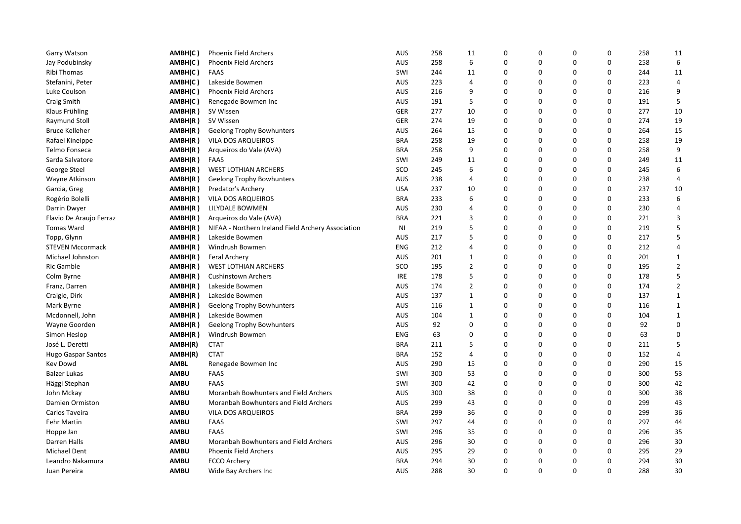| | | | | | | | | | | | |
|---|---|---|---|---|---|---|---|---|---|---|---|
| Garry Watson | **AMBH(C )** | Phoenix Field Archers | AUS | 258 | 11 | 0 | 0 | 0 | 0 | 258 | 11 |
| Jay Podubinsky | **AMBH(C )** | Phoenix Field Archers | AUS | 258 | 6 | 0 | 0 | 0 | 0 | 258 | 6 |
| Ribi Thomas | **AMBH(C )** | FAAS | SWI | 244 | 11 | 0 | 0 | 0 | 0 | 244 | 11 |
| Stefanini, Peter | **AMBH(C )** | Lakeside Bowmen | AUS | 223 | 4 | 0 | 0 | 0 | 0 | 223 | 4 |
| Luke Coulson | **AMBH(C )** | Phoenix Field Archers | AUS | 216 | 9 | 0 | 0 | 0 | 0 | 216 | 9 |
| Craig Smith | **AMBH(C )** | Renegade Bowmen Inc | AUS | 191 | 5 | 0 | 0 | 0 | 0 | 191 | 5 |
| Klaus Frühling | **AMBH(R )** | SV Wissen | GER | 277 | 10 | 0 | 0 | 0 | 0 | 277 | 10 |
| Raymund Stoll | **AMBH(R )** | SV Wissen | GER | 274 | 19 | 0 | 0 | 0 | 0 | 274 | 19 |
| Bruce Kelleher | **AMBH(R )** | Geelong Trophy Bowhunters | AUS | 264 | 15 | 0 | 0 | 0 | 0 | 264 | 15 |
| Rafael Kineippe | **AMBH(R )** | VILA DOS ARQUEIROS | BRA | 258 | 19 | 0 | 0 | 0 | 0 | 258 | 19 |
| Telmo Fonseca | **AMBH(R )** | Arqueiros do Vale (AVA) | BRA | 258 | 9 | 0 | 0 | 0 | 0 | 258 | 9 |
| Sarda Salvatore | **AMBH(R )** | FAAS | SWI | 249 | 11 | 0 | 0 | 0 | 0 | 249 | 11 |
| George Steel | **AMBH(R )** | WEST LOTHIAN ARCHERS | SCO | 245 | 6 | 0 | 0 | 0 | 0 | 245 | 6 |
| Wayne Atkinson | **AMBH(R )** | Geelong Trophy Bowhunters | AUS | 238 | 4 | 0 | 0 | 0 | 0 | 238 | 4 |
| Garcia, Greg | **AMBH(R )** | Predator's Archery | USA | 237 | 10 | 0 | 0 | 0 | 0 | 237 | 10 |
| Rogério Bolelli | **AMBH(R )** | VILA DOS ARQUEIROS | BRA | 233 | 6 | 0 | 0 | 0 | 0 | 233 | 6 |
| Darrin Dwyer | **AMBH(R )** | LILYDALE BOWMEN | AUS | 230 | 4 | 0 | 0 | 0 | 0 | 230 | 4 |
| Flavio De Araujo Ferraz | **AMBH(R )** | Arqueiros do Vale (AVA) | BRA | 221 | 3 | 0 | 0 | 0 | 0 | 221 | 3 |
| Tomas Ward | **AMBH(R )** | NIFAA - Northern Ireland Field Archery Association | NI | 219 | 5 | 0 | 0 | 0 | 0 | 219 | 5 |
| Topp, Glynn | **AMBH(R )** | Lakeside Bowmen | AUS | 217 | 5 | 0 | 0 | 0 | 0 | 217 | 5 |
| STEVEN Mccormack | **AMBH(R )** | Windrush Bowmen | ENG | 212 | 4 | 0 | 0 | 0 | 0 | 212 | 4 |
| Michael Johnston | **AMBH(R )** | Feral Archery | AUS | 201 | 1 | 0 | 0 | 0 | 0 | 201 | 1 |
| Ric Gamble | **AMBH(R )** | WEST LOTHIAN ARCHERS | SCO | 195 | 2 | 0 | 0 | 0 | 0 | 195 | 2 |
| Colm Byrne | **AMBH(R )** | Cushinstown Archers | IRE | 178 | 5 | 0 | 0 | 0 | 0 | 178 | 5 |
| Franz, Darren | **AMBH(R )** | Lakeside Bowmen | AUS | 174 | 2 | 0 | 0 | 0 | 0 | 174 | 2 |
| Craigie, Dirk | **AMBH(R )** | Lakeside Bowmen | AUS | 137 | 1 | 0 | 0 | 0 | 0 | 137 | 1 |
| Mark Byrne | **AMBH(R )** | Geelong Trophy Bowhunters | AUS | 116 | 1 | 0 | 0 | 0 | 0 | 116 | 1 |
| Mcdonnell, John | **AMBH(R )** | Lakeside Bowmen | AUS | 104 | 1 | 0 | 0 | 0 | 0 | 104 | 1 |
| Wayne Goorden | **AMBH(R )** | Geelong Trophy Bowhunters | AUS | 92 | 0 | 0 | 0 | 0 | 0 | 92 | 0 |
| Simon Heslop | **AMBH(R )** | Windrush Bowmen | ENG | 63 | 0 | 0 | 0 | 0 | 0 | 63 | 0 |
| José L. Deretti | **AMBH(R)** | CTAT | BRA | 211 | 5 | 0 | 0 | 0 | 0 | 211 | 5 |
| Hugo Gaspar Santos | **AMBH(R)** | CTAT | BRA | 152 | 4 | 0 | 0 | 0 | 0 | 152 | 4 |
| Kev Dowd | **AMBL** | Renegade Bowmen Inc | AUS | 290 | 15 | 0 | 0 | 0 | 0 | 290 | 15 |
| Balzer Lukas | **AMBU** | FAAS | SWI | 300 | 53 | 0 | 0 | 0 | 0 | 300 | 53 |
| Häggi Stephan | **AMBU** | FAAS | SWI | 300 | 42 | 0 | 0 | 0 | 0 | 300 | 42 |
| John Mckay | **AMBU** | Moranbah Bowhunters and Field Archers | AUS | 300 | 38 | 0 | 0 | 0 | 0 | 300 | 38 |
| Damien Ormiston | **AMBU** | Moranbah Bowhunters and Field Archers | AUS | 299 | 43 | 0 | 0 | 0 | 0 | 299 | 43 |
| Carlos Taveira | **AMBU** | VILA DOS ARQUEIROS | BRA | 299 | 36 | 0 | 0 | 0 | 0 | 299 | 36 |
| Fehr Martin | **AMBU** | FAAS | SWI | 297 | 44 | 0 | 0 | 0 | 0 | 297 | 44 |
| Hoppe Jan | **AMBU** | FAAS | SWI | 296 | 35 | 0 | 0 | 0 | 0 | 296 | 35 |
| Darren Halls | **AMBU** | Moranbah Bowhunters and Field Archers | AUS | 296 | 30 | 0 | 0 | 0 | 0 | 296 | 30 |
| Michael Dent | **AMBU** | Phoenix Field Archers | AUS | 295 | 29 | 0 | 0 | 0 | 0 | 295 | 29 |
| Leandro Nakamura | **AMBU** | ECCO Archery | BRA | 294 | 30 | 0 | 0 | 0 | 0 | 294 | 30 |
| Juan Pereira | **AMBU** | Wide Bay Archers Inc | AUS | 288 | 30 | 0 | 0 | 0 | 0 | 288 | 30 |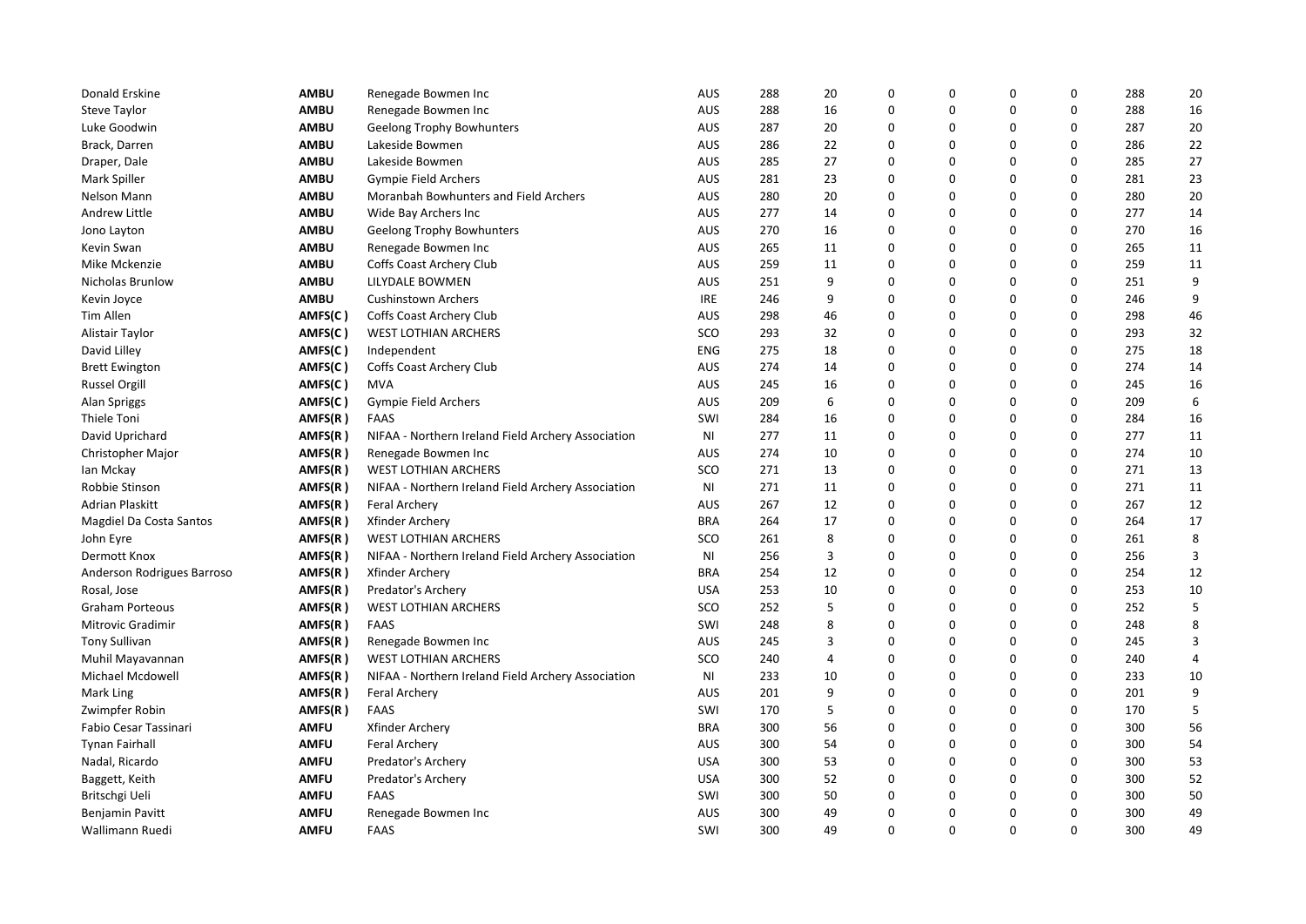| | | | | | | | | | | | |
|---|---|---|---|---|---|---|---|---|---|---|---|
| Donald Erskine | **AMBU** | Renegade Bowmen Inc | AUS | 288 | 20 | 0 | 0 | 0 | 0 | 288 | 20 |
| Steve Taylor | **AMBU** | Renegade Bowmen Inc | AUS | 288 | 16 | 0 | 0 | 0 | 0 | 288 | 16 |
| Luke Goodwin | **AMBU** | Geelong Trophy Bowhunters | AUS | 287 | 20 | 0 | 0 | 0 | 0 | 287 | 20 |
| Brack, Darren | **AMBU** | Lakeside Bowmen | AUS | 286 | 22 | 0 | 0 | 0 | 0 | 286 | 22 |
| Draper, Dale | **AMBU** | Lakeside Bowmen | AUS | 285 | 27 | 0 | 0 | 0 | 0 | 285 | 27 |
| Mark Spiller | **AMBU** | Gympie Field Archers | AUS | 281 | 23 | 0 | 0 | 0 | 0 | 281 | 23 |
| Nelson Mann | **AMBU** | Moranbah Bowhunters and Field Archers | AUS | 280 | 20 | 0 | 0 | 0 | 0 | 280 | 20 |
| Andrew Little | **AMBU** | Wide Bay Archers Inc | AUS | 277 | 14 | 0 | 0 | 0 | 0 | 277 | 14 |
| Jono Layton | **AMBU** | Geelong Trophy Bowhunters | AUS | 270 | 16 | 0 | 0 | 0 | 0 | 270 | 16 |
| Kevin Swan | **AMBU** | Renegade Bowmen Inc | AUS | 265 | 11 | 0 | 0 | 0 | 0 | 265 | 11 |
| Mike Mckenzie | **AMBU** | Coffs Coast Archery Club | AUS | 259 | 11 | 0 | 0 | 0 | 0 | 259 | 11 |
| Nicholas Brunlow | **AMBU** | LILYDALE BOWMEN | AUS | 251 | 9 | 0 | 0 | 0 | 0 | 251 | 9 |
| Kevin Joyce | **AMBU** | Cushinstown Archers | IRE | 246 | 9 | 0 | 0 | 0 | 0 | 246 | 9 |
| Tim Allen | **AMFS(C)** | Coffs Coast Archery Club | AUS | 298 | 46 | 0 | 0 | 0 | 0 | 298 | 46 |
| Alistair Taylor | **AMFS(C)** | WEST LOTHIAN ARCHERS | SCO | 293 | 32 | 0 | 0 | 0 | 0 | 293 | 32 |
| David Lilley | **AMFS(C)** | Independent | ENG | 275 | 18 | 0 | 0 | 0 | 0 | 275 | 18 |
| Brett Ewington | **AMFS(C)** | Coffs Coast Archery Club | AUS | 274 | 14 | 0 | 0 | 0 | 0 | 274 | 14 |
| Russel Orgill | **AMFS(C)** | MVA | AUS | 245 | 16 | 0 | 0 | 0 | 0 | 245 | 16 |
| Alan Spriggs | **AMFS(C)** | Gympie Field Archers | AUS | 209 | 6 | 0 | 0 | 0 | 0 | 209 | 6 |
| Thiele Toni | **AMFS(R)** | FAAS | SWI | 284 | 16 | 0 | 0 | 0 | 0 | 284 | 16 |
| David Uprichard | **AMFS(R)** | NIFAA - Northern Ireland Field Archery Association | NI | 277 | 11 | 0 | 0 | 0 | 0 | 277 | 11 |
| Christopher Major | **AMFS(R)** | Renegade Bowmen Inc | AUS | 274 | 10 | 0 | 0 | 0 | 0 | 274 | 10 |
| Ian Mckay | **AMFS(R)** | WEST LOTHIAN ARCHERS | SCO | 271 | 13 | 0 | 0 | 0 | 0 | 271 | 13 |
| Robbie Stinson | **AMFS(R)** | NIFAA - Northern Ireland Field Archery Association | NI | 271 | 11 | 0 | 0 | 0 | 0 | 271 | 11 |
| Adrian Plaskitt | **AMFS(R)** | Feral Archery | AUS | 267 | 12 | 0 | 0 | 0 | 0 | 267 | 12 |
| Magdiel Da Costa Santos | **AMFS(R)** | Xfinder Archery | BRA | 264 | 17 | 0 | 0 | 0 | 0 | 264 | 17 |
| John Eyre | **AMFS(R)** | WEST LOTHIAN ARCHERS | SCO | 261 | 8 | 0 | 0 | 0 | 0 | 261 | 8 |
| Dermott Knox | **AMFS(R)** | NIFAA - Northern Ireland Field Archery Association | NI | 256 | 3 | 0 | 0 | 0 | 0 | 256 | 3 |
| Anderson Rodrigues Barroso | **AMFS(R)** | Xfinder Archery | BRA | 254 | 12 | 0 | 0 | 0 | 0 | 254 | 12 |
| Rosal, Jose | **AMFS(R)** | Predator's Archery | USA | 253 | 10 | 0 | 0 | 0 | 0 | 253 | 10 |
| Graham Porteous | **AMFS(R)** | WEST LOTHIAN ARCHERS | SCO | 252 | 5 | 0 | 0 | 0 | 0 | 252 | 5 |
| Mitrovic Gradimir | **AMFS(R)** | FAAS | SWI | 248 | 8 | 0 | 0 | 0 | 0 | 248 | 8 |
| Tony Sullivan | **AMFS(R)** | Renegade Bowmen Inc | AUS | 245 | 3 | 0 | 0 | 0 | 0 | 245 | 3 |
| Muhil Mayavannan | **AMFS(R)** | WEST LOTHIAN ARCHERS | SCO | 240 | 4 | 0 | 0 | 0 | 0 | 240 | 4 |
| Michael Mcdowell | **AMFS(R)** | NIFAA - Northern Ireland Field Archery Association | NI | 233 | 10 | 0 | 0 | 0 | 0 | 233 | 10 |
| Mark Ling | **AMFS(R)** | Feral Archery | AUS | 201 | 9 | 0 | 0 | 0 | 0 | 201 | 9 |
| Zwimpfer Robin | **AMFS(R)** | FAAS | SWI | 170 | 5 | 0 | 0 | 0 | 0 | 170 | 5 |
| Fabio Cesar Tassinari | **AMFU** | Xfinder Archery | BRA | 300 | 56 | 0 | 0 | 0 | 0 | 300 | 56 |
| Tynan Fairhall | **AMFU** | Feral Archery | AUS | 300 | 54 | 0 | 0 | 0 | 0 | 300 | 54 |
| Nadal, Ricardo | **AMFU** | Predator's Archery | USA | 300 | 53 | 0 | 0 | 0 | 0 | 300 | 53 |
| Baggett, Keith | **AMFU** | Predator's Archery | USA | 300 | 52 | 0 | 0 | 0 | 0 | 300 | 52 |
| Britschgi Ueli | **AMFU** | FAAS | SWI | 300 | 50 | 0 | 0 | 0 | 0 | 300 | 50 |
| Benjamin Pavitt | **AMFU** | Renegade Bowmen Inc | AUS | 300 | 49 | 0 | 0 | 0 | 0 | 300 | 49 |
| Wallimann Ruedi | **AMFU** | FAAS | SWI | 300 | 49 | 0 | 0 | 0 | 0 | 300 | 49 |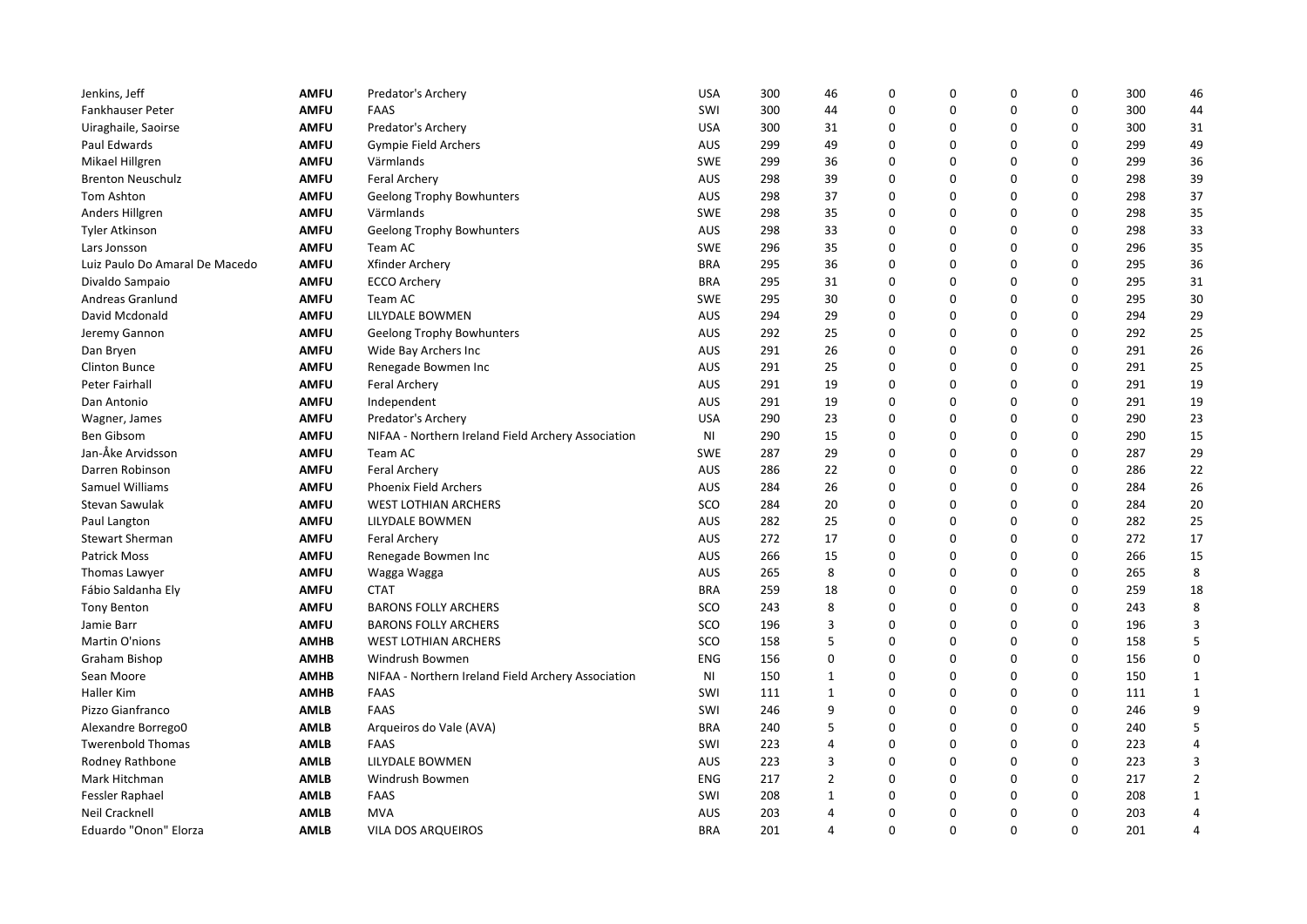| | | | | | | | | | | | |
|---|---|---|---|---|---|---|---|---|---|---|---|
| Jenkins, Jeff | **AMFU** | Predator's Archery | USA | 300 | 46 | 0 | 0 | 0 | 0 | 300 | 46 |
| Fankhauser Peter | **AMFU** | FAAS | SWI | 300 | 44 | 0 | 0 | 0 | 0 | 300 | 44 |
| Uiraghaile, Saoirse | **AMFU** | Predator's Archery | USA | 300 | 31 | 0 | 0 | 0 | 0 | 300 | 31 |
| Paul Edwards | **AMFU** | Gympie Field Archers | AUS | 299 | 49 | 0 | 0 | 0 | 0 | 299 | 49 |
| Mikael Hillgren | **AMFU** | Värmlands | SWE | 299 | 36 | 0 | 0 | 0 | 0 | 299 | 36 |
| Brenton Neuschulz | **AMFU** | Feral Archery | AUS | 298 | 39 | 0 | 0 | 0 | 0 | 298 | 39 |
| Tom Ashton | **AMFU** | Geelong Trophy Bowhunters | AUS | 298 | 37 | 0 | 0 | 0 | 0 | 298 | 37 |
| Anders Hillgren | **AMFU** | Värmlands | SWE | 298 | 35 | 0 | 0 | 0 | 0 | 298 | 35 |
| Tyler Atkinson | **AMFU** | Geelong Trophy Bowhunters | AUS | 298 | 33 | 0 | 0 | 0 | 0 | 298 | 33 |
| Lars Jonsson | **AMFU** | Team AC | SWE | 296 | 35 | 0 | 0 | 0 | 0 | 296 | 35 |
| Luiz Paulo Do Amaral De Macedo | **AMFU** | Xfinder Archery | BRA | 295 | 36 | 0 | 0 | 0 | 0 | 295 | 36 |
| Divaldo Sampaio | **AMFU** | ECCO Archery | BRA | 295 | 31 | 0 | 0 | 0 | 0 | 295 | 31 |
| Andreas Granlund | **AMFU** | Team AC | SWE | 295 | 30 | 0 | 0 | 0 | 0 | 295 | 30 |
| David Mcdonald | **AMFU** | LILYDALE BOWMEN | AUS | 294 | 29 | 0 | 0 | 0 | 0 | 294 | 29 |
| Jeremy Gannon | **AMFU** | Geelong Trophy Bowhunters | AUS | 292 | 25 | 0 | 0 | 0 | 0 | 292 | 25 |
| Dan Bryen | **AMFU** | Wide Bay Archers Inc | AUS | 291 | 26 | 0 | 0 | 0 | 0 | 291 | 26 |
| Clinton Bunce | **AMFU** | Renegade Bowmen Inc | AUS | 291 | 25 | 0 | 0 | 0 | 0 | 291 | 25 |
| Peter Fairhall | **AMFU** | Feral Archery | AUS | 291 | 19 | 0 | 0 | 0 | 0 | 291 | 19 |
| Dan Antonio | **AMFU** | Independent | AUS | 291 | 19 | 0 | 0 | 0 | 0 | 291 | 19 |
| Wagner, James | **AMFU** | Predator's Archery | USA | 290 | 23 | 0 | 0 | 0 | 0 | 290 | 23 |
| Ben Gibsom | **AMFU** | NIFAA - Northern Ireland Field Archery Association | NI | 290 | 15 | 0 | 0 | 0 | 0 | 290 | 15 |
| Jan-Åke Arvidsson | **AMFU** | Team AC | SWE | 287 | 29 | 0 | 0 | 0 | 0 | 287 | 29 |
| Darren Robinson | **AMFU** | Feral Archery | AUS | 286 | 22 | 0 | 0 | 0 | 0 | 286 | 22 |
| Samuel Williams | **AMFU** | Phoenix Field Archers | AUS | 284 | 26 | 0 | 0 | 0 | 0 | 284 | 26 |
| Stevan Sawulak | **AMFU** | WEST LOTHIAN ARCHERS | SCO | 284 | 20 | 0 | 0 | 0 | 0 | 284 | 20 |
| Paul Langton | **AMFU** | LILYDALE BOWMEN | AUS | 282 | 25 | 0 | 0 | 0 | 0 | 282 | 25 |
| Stewart Sherman | **AMFU** | Feral Archery | AUS | 272 | 17 | 0 | 0 | 0 | 0 | 272 | 17 |
| Patrick Moss | **AMFU** | Renegade Bowmen Inc | AUS | 266 | 15 | 0 | 0 | 0 | 0 | 266 | 15 |
| Thomas Lawyer | **AMFU** | Wagga Wagga | AUS | 265 | 8 | 0 | 0 | 0 | 0 | 265 | 8 |
| Fábio Saldanha Ely | **AMFU** | CTAT | BRA | 259 | 18 | 0 | 0 | 0 | 0 | 259 | 18 |
| Tony Benton | **AMFU** | BARONS FOLLY ARCHERS | SCO | 243 | 8 | 0 | 0 | 0 | 0 | 243 | 8 |
| Jamie Barr | **AMFU** | BARONS FOLLY ARCHERS | SCO | 196 | 3 | 0 | 0 | 0 | 0 | 196 | 3 |
| Martin O'nions | **AMHB** | WEST LOTHIAN ARCHERS | SCO | 158 | 5 | 0 | 0 | 0 | 0 | 158 | 5 |
| Graham Bishop | **AMHB** | Windrush Bowmen | ENG | 156 | 0 | 0 | 0 | 0 | 0 | 156 | 0 |
| Sean Moore | **AMHB** | NIFAA - Northern Ireland Field Archery Association | NI | 150 | 1 | 0 | 0 | 0 | 0 | 150 | 1 |
| Haller Kim | **AMHB** | FAAS | SWI | 111 | 1 | 0 | 0 | 0 | 0 | 111 | 1 |
| Pizzo Gianfranco | **AMLB** | FAAS | SWI | 246 | 9 | 0 | 0 | 0 | 0 | 246 | 9 |
| Alexandre Borrego0 | **AMLB** | Arqueiros do Vale (AVA) | BRA | 240 | 5 | 0 | 0 | 0 | 0 | 240 | 5 |
| Twerenbold Thomas | **AMLB** | FAAS | SWI | 223 | 4 | 0 | 0 | 0 | 0 | 223 | 4 |
| Rodney Rathbone | **AMLB** | LILYDALE BOWMEN | AUS | 223 | 3 | 0 | 0 | 0 | 0 | 223 | 3 |
| Mark Hitchman | **AMLB** | Windrush Bowmen | ENG | 217 | 2 | 0 | 0 | 0 | 0 | 217 | 2 |
| Fessler Raphael | **AMLB** | FAAS | SWI | 208 | 1 | 0 | 0 | 0 | 0 | 208 | 1 |
| Neil Cracknell | **AMLB** | MVA | AUS | 203 | 4 | 0 | 0 | 0 | 0 | 203 | 4 |
| Eduardo "Onon" Elorza | **AMLB** | VILA DOS ARQUEIROS | BRA | 201 | 4 | 0 | 0 | 0 | 0 | 201 | 4 |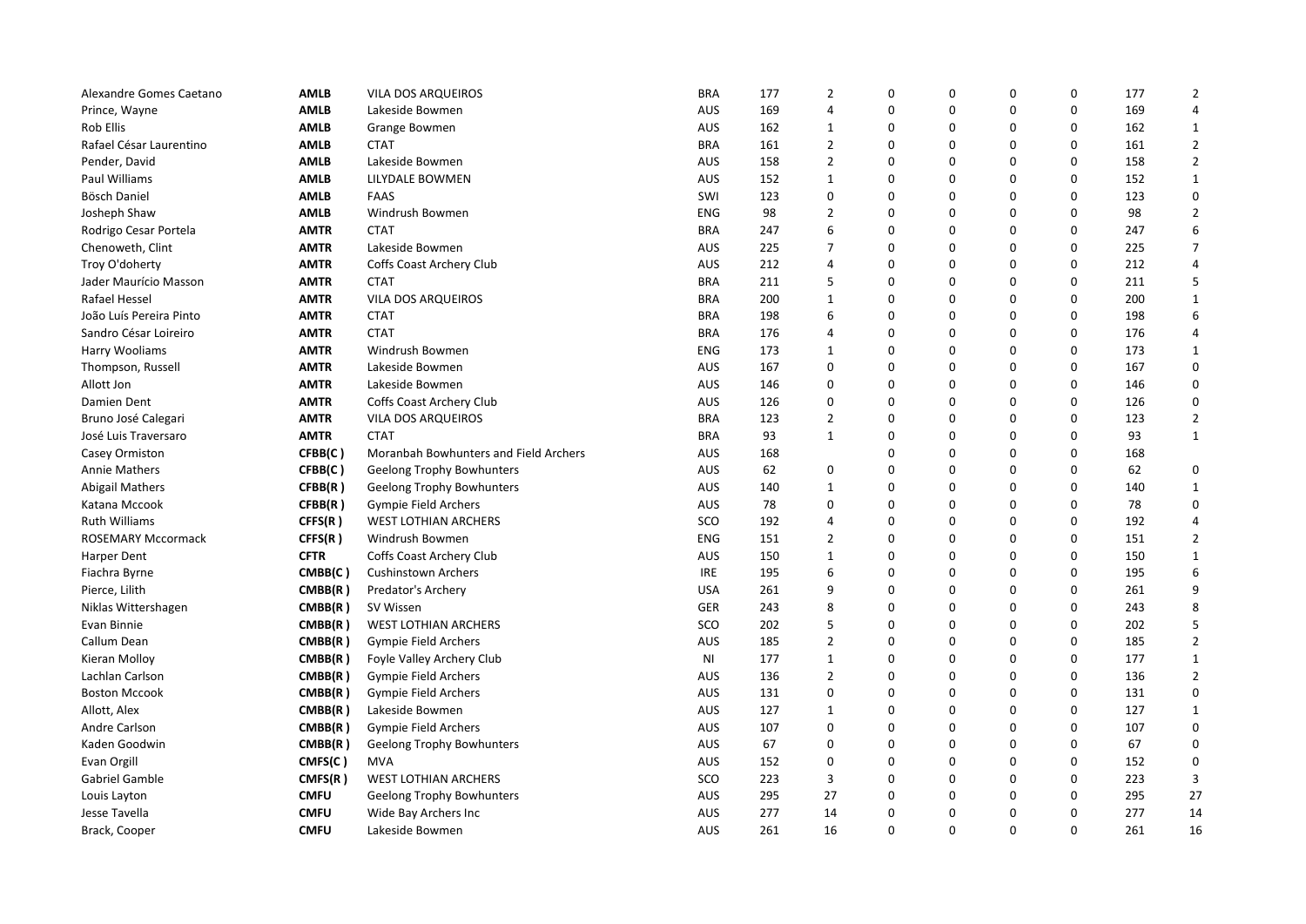| | | | | | | | | | | | | |
|---|---|---|---|---|---|---|---|---|---|---|---|---|
| Alexandre Gomes Caetano | **AMLB** | VILA DOS ARQUEIROS | BRA | 177 | 2 | 0 | 0 | 0 | 0 | 177 | 2 |
| Prince, Wayne | **AMLB** | Lakeside Bowmen | AUS | 169 | 4 | 0 | 0 | 0 | 0 | 169 | 4 |
| Rob Ellis | **AMLB** | Grange Bowmen | AUS | 162 | 1 | 0 | 0 | 0 | 0 | 162 | 1 |
| Rafael César Laurentino | **AMLB** | CTAT | BRA | 161 | 2 | 0 | 0 | 0 | 0 | 161 | 2 |
| Pender, David | **AMLB** | Lakeside Bowmen | AUS | 158 | 2 | 0 | 0 | 0 | 0 | 158 | 2 |
| Paul Williams | **AMLB** | LILYDALE BOWMEN | AUS | 152 | 1 | 0 | 0 | 0 | 0 | 152 | 1 |
| Bösch Daniel | **AMLB** | FAAS | SWI | 123 | 0 | 0 | 0 | 0 | 0 | 123 | 0 |
| Josheph Shaw | **AMLB** | Windrush Bowmen | ENG | 98 | 2 | 0 | 0 | 0 | 0 | 98 | 2 |
| Rodrigo Cesar Portela | **AMTR** | CTAT | BRA | 247 | 6 | 0 | 0 | 0 | 0 | 247 | 6 |
| Chenoweth, Clint | **AMTR** | Lakeside Bowmen | AUS | 225 | 7 | 0 | 0 | 0 | 0 | 225 | 7 |
| Troy O'doherty | **AMTR** | Coffs Coast Archery Club | AUS | 212 | 4 | 0 | 0 | 0 | 0 | 212 | 4 |
| Jader Maurício Masson | **AMTR** | CTAT | BRA | 211 | 5 | 0 | 0 | 0 | 0 | 211 | 5 |
| Rafael Hessel | **AMTR** | VILA DOS ARQUEIROS | BRA | 200 | 1 | 0 | 0 | 0 | 0 | 200 | 1 |
| João Luís Pereira Pinto | **AMTR** | CTAT | BRA | 198 | 6 | 0 | 0 | 0 | 0 | 198 | 6 |
| Sandro César Loireiro | **AMTR** | CTAT | BRA | 176 | 4 | 0 | 0 | 0 | 0 | 176 | 4 |
| Harry Wooliams | **AMTR** | Windrush Bowmen | ENG | 173 | 1 | 0 | 0 | 0 | 0 | 173 | 1 |
| Thompson, Russell | **AMTR** | Lakeside Bowmen | AUS | 167 | 0 | 0 | 0 | 0 | 0 | 167 | 0 |
| Allott Jon | **AMTR** | Lakeside Bowmen | AUS | 146 | 0 | 0 | 0 | 0 | 0 | 146 | 0 |
| Damien Dent | **AMTR** | Coffs Coast Archery Club | AUS | 126 | 0 | 0 | 0 | 0 | 0 | 126 | 0 |
| Bruno José Calegari | **AMTR** | VILA DOS ARQUEIROS | BRA | 123 | 2 | 0 | 0 | 0 | 0 | 123 | 2 |
| José Luis Traversaro | **AMTR** | CTAT | BRA | 93 | 1 | 0 | 0 | 0 | 0 | 93 | 1 |
| Casey Ormiston | **CFBB(C)** | Moranbah Bowhunters and Field Archers | AUS | 168 | | 0 | 0 | 0 | 0 | 168 | |
| Annie Mathers | **CFBB(C)** | Geelong Trophy Bowhunters | AUS | 62 | 0 | 0 | 0 | 0 | 0 | 62 | 0 |
| Abigail Mathers | **CFBB(R)** | Geelong Trophy Bowhunters | AUS | 140 | 1 | 0 | 0 | 0 | 0 | 140 | 1 |
| Katana Mccook | **CFBB(R)** | Gympie Field Archers | AUS | 78 | 0 | 0 | 0 | 0 | 0 | 78 | 0 |
| Ruth Williams | **CFFS(R)** | WEST LOTHIAN ARCHERS | SCO | 192 | 4 | 0 | 0 | 0 | 0 | 192 | 4 |
| ROSEMARY Mccormack | **CFFS(R)** | Windrush Bowmen | ENG | 151 | 2 | 0 | 0 | 0 | 0 | 151 | 2 |
| Harper Dent | **CFTR** | Coffs Coast Archery Club | AUS | 150 | 1 | 0 | 0 | 0 | 0 | 150 | 1 |
| Fiachra Byrne | **CMBB(C)** | Cushinstown Archers | IRE | 195 | 6 | 0 | 0 | 0 | 0 | 195 | 6 |
| Pierce, Lilith | **CMBB(R)** | Predator's Archery | USA | 261 | 9 | 0 | 0 | 0 | 0 | 261 | 9 |
| Niklas Wittershagen | **CMBB(R)** | SV Wissen | GER | 243 | 8 | 0 | 0 | 0 | 0 | 243 | 8 |
| Evan Binnie | **CMBB(R)** | WEST LOTHIAN ARCHERS | SCO | 202 | 5 | 0 | 0 | 0 | 0 | 202 | 5 |
| Callum Dean | **CMBB(R)** | Gympie Field Archers | AUS | 185 | 2 | 0 | 0 | 0 | 0 | 185 | 2 |
| Kieran Molloy | **CMBB(R)** | Foyle Valley Archery Club | NI | 177 | 1 | 0 | 0 | 0 | 0 | 177 | 1 |
| Lachlan Carlson | **CMBB(R)** | Gympie Field Archers | AUS | 136 | 2 | 0 | 0 | 0 | 0 | 136 | 2 |
| Boston Mccook | **CMBB(R)** | Gympie Field Archers | AUS | 131 | 0 | 0 | 0 | 0 | 0 | 131 | 0 |
| Allott, Alex | **CMBB(R)** | Lakeside Bowmen | AUS | 127 | 1 | 0 | 0 | 0 | 0 | 127 | 1 |
| Andre Carlson | **CMBB(R)** | Gympie Field Archers | AUS | 107 | 0 | 0 | 0 | 0 | 0 | 107 | 0 |
| Kaden Goodwin | **CMBB(R)** | Geelong Trophy Bowhunters | AUS | 67 | 0 | 0 | 0 | 0 | 0 | 67 | 0 |
| Evan Orgill | **CMFS(C)** | MVA | AUS | 152 | 0 | 0 | 0 | 0 | 0 | 152 | 0 |
| Gabriel Gamble | **CMFS(R)** | WEST LOTHIAN ARCHERS | SCO | 223 | 3 | 0 | 0 | 0 | 0 | 223 | 3 |
| Louis Layton | **CMFU** | Geelong Trophy Bowhunters | AUS | 295 | 27 | 0 | 0 | 0 | 0 | 295 | 27 |
| Jesse Tavella | **CMFU** | Wide Bay Archers Inc | AUS | 277 | 14 | 0 | 0 | 0 | 0 | 277 | 14 |
| Brack, Cooper | **CMFU** | Lakeside Bowmen | AUS | 261 | 16 | 0 | 0 | 0 | 0 | 261 | 16 |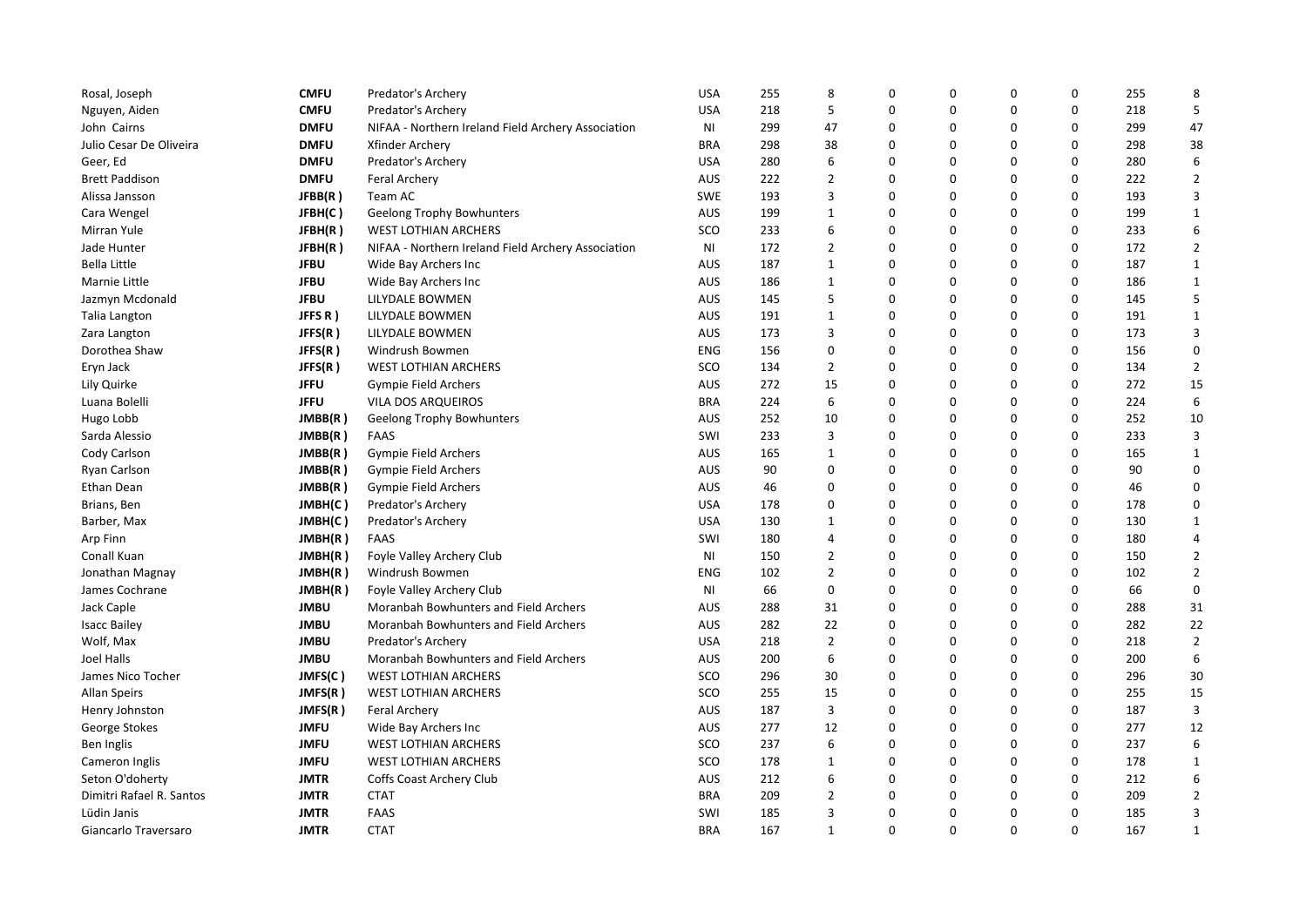| | | | | | | | | | | | |
|---|---|---|---|---|---|---|---|---|---|---|---|
| Rosal, Joseph | **CMFU** | Predator's Archery | USA | 255 | 8 | 0 | 0 | 0 | 0 | 255 | 8 |
| Nguyen, Aiden | **CMFU** | Predator's Archery | USA | 218 | 5 | 0 | 0 | 0 | 0 | 218 | 5 |
| John  Cairns | **DMFU** | NIFAA - Northern Ireland Field Archery Association | NI | 299 | 47 | 0 | 0 | 0 | 0 | 299 | 47 |
| Julio Cesar De Oliveira | **DMFU** | Xfinder Archery | BRA | 298 | 38 | 0 | 0 | 0 | 0 | 298 | 38 |
| Geer, Ed | **DMFU** | Predator's Archery | USA | 280 | 6 | 0 | 0 | 0 | 0 | 280 | 6 |
| Brett Paddison | **DMFU** | Feral Archery | AUS | 222 | 2 | 0 | 0 | 0 | 0 | 222 | 2 |
| Alissa Jansson | **JFBB(R )** | Team AC | SWE | 193 | 3 | 0 | 0 | 0 | 0 | 193 | 3 |
| Cara Wengel | **JFBH(C )** | Geelong Trophy Bowhunters | AUS | 199 | 1 | 0 | 0 | 0 | 0 | 199 | 1 |
| Mirran Yule | **JFBH(R )** | WEST LOTHIAN ARCHERS | SCO | 233 | 6 | 0 | 0 | 0 | 0 | 233 | 6 |
| Jade Hunter | **JFBH(R )** | NIFAA - Northern Ireland Field Archery Association | NI | 172 | 2 | 0 | 0 | 0 | 0 | 172 | 2 |
| Bella Little | **JFBU** | Wide Bay Archers Inc | AUS | 187 | 1 | 0 | 0 | 0 | 0 | 187 | 1 |
| Marnie Little | **JFBU** | Wide Bay Archers Inc | AUS | 186 | 1 | 0 | 0 | 0 | 0 | 186 | 1 |
| Jazmyn Mcdonald | **JFBU** | LILYDALE BOWMEN | AUS | 145 | 5 | 0 | 0 | 0 | 0 | 145 | 5 |
| Talia Langton | **JFFS R )** | LILYDALE BOWMEN | AUS | 191 | 1 | 0 | 0 | 0 | 0 | 191 | 1 |
| Zara Langton | **JFFS(R )** | LILYDALE BOWMEN | AUS | 173 | 3 | 0 | 0 | 0 | 0 | 173 | 3 |
| Dorothea Shaw | **JFFS(R )** | Windrush Bowmen | ENG | 156 | 0 | 0 | 0 | 0 | 0 | 156 | 0 |
| Eryn Jack | **JFFS(R )** | WEST LOTHIAN ARCHERS | SCO | 134 | 2 | 0 | 0 | 0 | 0 | 134 | 2 |
| Lily Quirke | **JFFU** | Gympie Field Archers | AUS | 272 | 15 | 0 | 0 | 0 | 0 | 272 | 15 |
| Luana Bolelli | **JFFU** | VILA DOS ARQUEIROS | BRA | 224 | 6 | 0 | 0 | 0 | 0 | 224 | 6 |
| Hugo Lobb | **JMBB(R )** | Geelong Trophy Bowhunters | AUS | 252 | 10 | 0 | 0 | 0 | 0 | 252 | 10 |
| Sarda Alessio | **JMBB(R )** | FAAS | SWI | 233 | 3 | 0 | 0 | 0 | 0 | 233 | 3 |
| Cody Carlson | **JMBB(R )** | Gympie Field Archers | AUS | 165 | 1 | 0 | 0 | 0 | 0 | 165 | 1 |
| Ryan Carlson | **JMBB(R )** | Gympie Field Archers | AUS | 90 | 0 | 0 | 0 | 0 | 0 | 90 | 0 |
| Ethan Dean | **JMBB(R )** | Gympie Field Archers | AUS | 46 | 0 | 0 | 0 | 0 | 0 | 46 | 0 |
| Brians, Ben | **JMBH(C )** | Predator's Archery | USA | 178 | 0 | 0 | 0 | 0 | 0 | 178 | 0 |
| Barber, Max | **JMBH(C )** | Predator's Archery | USA | 130 | 1 | 0 | 0 | 0 | 0 | 130 | 1 |
| Arp Finn | **JMBH(R )** | FAAS | SWI | 180 | 4 | 0 | 0 | 0 | 0 | 180 | 4 |
| Conall Kuan | **JMBH(R )** | Foyle Valley Archery Club | NI | 150 | 2 | 0 | 0 | 0 | 0 | 150 | 2 |
| Jonathan Magnay | **JMBH(R )** | Windrush Bowmen | ENG | 102 | 2 | 0 | 0 | 0 | 0 | 102 | 2 |
| James Cochrane | **JMBH(R )** | Foyle Valley Archery Club | NI | 66 | 0 | 0 | 0 | 0 | 0 | 66 | 0 |
| Jack Caple | **JMBU** | Moranbah Bowhunters and Field Archers | AUS | 288 | 31 | 0 | 0 | 0 | 0 | 288 | 31 |
| Isacc Bailey | **JMBU** | Moranbah Bowhunters and Field Archers | AUS | 282 | 22 | 0 | 0 | 0 | 0 | 282 | 22 |
| Wolf, Max | **JMBU** | Predator's Archery | USA | 218 | 2 | 0 | 0 | 0 | 0 | 218 | 2 |
| Joel Halls | **JMBU** | Moranbah Bowhunters and Field Archers | AUS | 200 | 6 | 0 | 0 | 0 | 0 | 200 | 6 |
| James Nico Tocher | **JMFS(C )** | WEST LOTHIAN ARCHERS | SCO | 296 | 30 | 0 | 0 | 0 | 0 | 296 | 30 |
| Allan Speirs | **JMFS(R )** | WEST LOTHIAN ARCHERS | SCO | 255 | 15 | 0 | 0 | 0 | 0 | 255 | 15 |
| Henry Johnston | **JMFS(R )** | Feral Archery | AUS | 187 | 3 | 0 | 0 | 0 | 0 | 187 | 3 |
| George Stokes | **JMFU** | Wide Bay Archers Inc | AUS | 277 | 12 | 0 | 0 | 0 | 0 | 277 | 12 |
| Ben Inglis | **JMFU** | WEST LOTHIAN ARCHERS | SCO | 237 | 6 | 0 | 0 | 0 | 0 | 237 | 6 |
| Cameron Inglis | **JMFU** | WEST LOTHIAN ARCHERS | SCO | 178 | 1 | 0 | 0 | 0 | 0 | 178 | 1 |
| Seton O'doherty | **JMTR** | Coffs Coast Archery Club | AUS | 212 | 6 | 0 | 0 | 0 | 0 | 212 | 6 |
| Dimitri Rafael R. Santos | **JMTR** | CTAT | BRA | 209 | 2 | 0 | 0 | 0 | 0 | 209 | 2 |
| Lüdin Janis | **JMTR** | FAAS | SWI | 185 | 3 | 0 | 0 | 0 | 0 | 185 | 3 |
| Giancarlo Traversaro | **JMTR** | CTAT | BRA | 167 | 1 | 0 | 0 | 0 | 0 | 167 | 1 |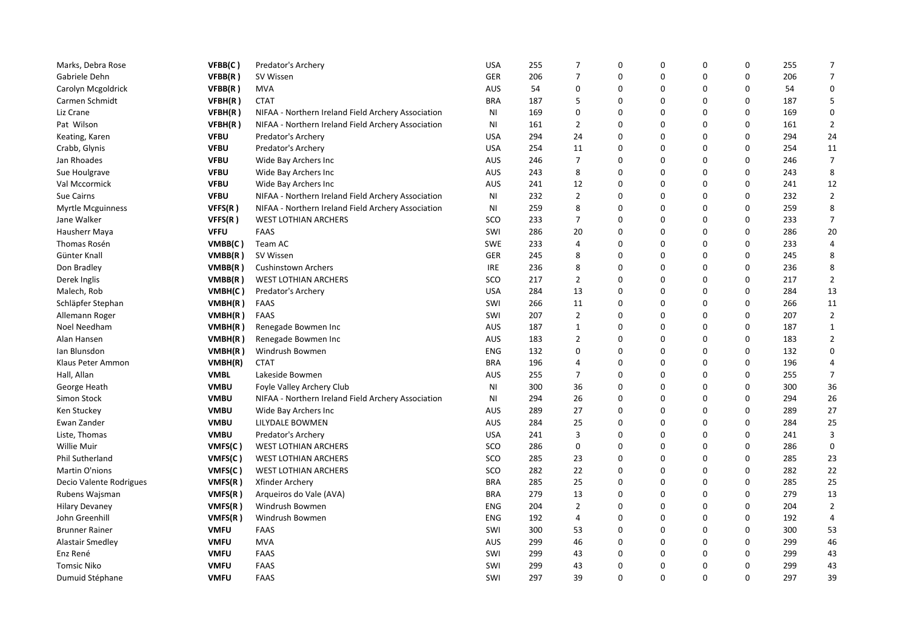| | | | | | | | | | | | | |
|---|---|---|---|---|---|---|---|---|---|---|---|---|
| Marks, Debra Rose | **VFBB(C )** | Predator's Archery | USA | 255 | 7 | 0 | 0 | 0 | 0 | 255 | 7 |
| Gabriele Dehn | **VFBB(R )** | SV Wissen | GER | 206 | 7 | 0 | 0 | 0 | 0 | 206 | 7 |
| Carolyn Mcgoldrick | **VFBB(R )** | MVA | AUS | 54 | 0 | 0 | 0 | 0 | 0 | 54 | 0 |
| Carmen Schmidt | **VFBH(R )** | CTAT | BRA | 187 | 5 | 0 | 0 | 0 | 0 | 187 | 5 |
| Liz Crane | **VFBH(R )** | NIFAA - Northern Ireland Field Archery Association | NI | 169 | 0 | 0 | 0 | 0 | 0 | 169 | 0 |
| Pat Wilson | **VFBH(R )** | NIFAA - Northern Ireland Field Archery Association | NI | 161 | 2 | 0 | 0 | 0 | 0 | 161 | 2 |
| Keating, Karen | **VFBU** | Predator's Archery | USA | 294 | 24 | 0 | 0 | 0 | 0 | 294 | 24 |
| Crabb, Glynis | **VFBU** | Predator's Archery | USA | 254 | 11 | 0 | 0 | 0 | 0 | 254 | 11 |
| Jan Rhoades | **VFBU** | Wide Bay Archers Inc | AUS | 246 | 7 | 0 | 0 | 0 | 0 | 246 | 7 |
| Sue Houlgrave | **VFBU** | Wide Bay Archers Inc | AUS | 243 | 8 | 0 | 0 | 0 | 0 | 243 | 8 |
| Val Mccormick | **VFBU** | Wide Bay Archers Inc | AUS | 241 | 12 | 0 | 0 | 0 | 0 | 241 | 12 |
| Sue Cairns | **VFBU** | NIFAA - Northern Ireland Field Archery Association | NI | 232 | 2 | 0 | 0 | 0 | 0 | 232 | 2 |
| Myrtle Mcguinness | **VFFS(R )** | NIFAA - Northern Ireland Field Archery Association | NI | 259 | 8 | 0 | 0 | 0 | 0 | 259 | 8 |
| Jane Walker | **VFFS(R )** | WEST LOTHIAN ARCHERS | SCO | 233 | 7 | 0 | 0 | 0 | 0 | 233 | 7 |
| Hausherr Maya | **VFFU** | FAAS | SWI | 286 | 20 | 0 | 0 | 0 | 0 | 286 | 20 |
| Thomas Rosén | **VMBB(C )** | Team AC | SWE | 233 | 4 | 0 | 0 | 0 | 0 | 233 | 4 |
| Günter Knall | **VMBB(R )** | SV Wissen | GER | 245 | 8 | 0 | 0 | 0 | 0 | 245 | 8 |
| Don Bradley | **VMBB(R )** | Cushinstown Archers | IRE | 236 | 8 | 0 | 0 | 0 | 0 | 236 | 8 |
| Derek Inglis | **VMBB(R )** | WEST LOTHIAN ARCHERS | SCO | 217 | 2 | 0 | 0 | 0 | 0 | 217 | 2 |
| Malech, Rob | **VMBH(C )** | Predator's Archery | USA | 284 | 13 | 0 | 0 | 0 | 0 | 284 | 13 |
| Schläpfer Stephan | **VMBH(R )** | FAAS | SWI | 266 | 11 | 0 | 0 | 0 | 0 | 266 | 11 |
| Allemann Roger | **VMBH(R )** | FAAS | SWI | 207 | 2 | 0 | 0 | 0 | 0 | 207 | 2 |
| Noel Needham | **VMBH(R )** | Renegade Bowmen Inc | AUS | 187 | 1 | 0 | 0 | 0 | 0 | 187 | 1 |
| Alan Hansen | **VMBH(R )** | Renegade Bowmen Inc | AUS | 183 | 2 | 0 | 0 | 0 | 0 | 183 | 2 |
| Ian Blunsdon | **VMBH(R )** | Windrush Bowmen | ENG | 132 | 0 | 0 | 0 | 0 | 0 | 132 | 0 |
| Klaus Peter Ammon | **VMBH(R)** | CTAT | BRA | 196 | 4 | 0 | 0 | 0 | 0 | 196 | 4 |
| Hall, Allan | **VMBL** | Lakeside Bowmen | AUS | 255 | 7 | 0 | 0 | 0 | 0 | 255 | 7 |
| George Heath | **VMBU** | Foyle Valley Archery Club | NI | 300 | 36 | 0 | 0 | 0 | 0 | 300 | 36 |
| Simon Stock | **VMBU** | NIFAA - Northern Ireland Field Archery Association | NI | 294 | 26 | 0 | 0 | 0 | 0 | 294 | 26 |
| Ken Stuckey | **VMBU** | Wide Bay Archers Inc | AUS | 289 | 27 | 0 | 0 | 0 | 0 | 289 | 27 |
| Ewan Zander | **VMBU** | LILYDALE BOWMEN | AUS | 284 | 25 | 0 | 0 | 0 | 0 | 284 | 25 |
| Liste, Thomas | **VMBU** | Predator's Archery | USA | 241 | 3 | 0 | 0 | 0 | 0 | 241 | 3 |
| Willie Muir | **VMFS(C )** | WEST LOTHIAN ARCHERS | SCO | 286 | 0 | 0 | 0 | 0 | 0 | 286 | 0 |
| Phil Sutherland | **VMFS(C )** | WEST LOTHIAN ARCHERS | SCO | 285 | 23 | 0 | 0 | 0 | 0 | 285 | 23 |
| Martin O'nions | **VMFS(C )** | WEST LOTHIAN ARCHERS | SCO | 282 | 22 | 0 | 0 | 0 | 0 | 282 | 22 |
| Decio Valente Rodrigues | **VMFS(R )** | Xfinder Archery | BRA | 285 | 25 | 0 | 0 | 0 | 0 | 285 | 25 |
| Rubens Wajsman | **VMFS(R )** | Arqueiros do Vale (AVA) | BRA | 279 | 13 | 0 | 0 | 0 | 0 | 279 | 13 |
| Hilary Devaney | **VMFS(R )** | Windrush Bowmen | ENG | 204 | 2 | 0 | 0 | 0 | 0 | 204 | 2 |
| John Greenhill | **VMFS(R )** | Windrush Bowmen | ENG | 192 | 4 | 0 | 0 | 0 | 0 | 192 | 4 |
| Brunner Rainer | **VMFU** | FAAS | SWI | 300 | 53 | 0 | 0 | 0 | 0 | 300 | 53 |
| Alastair Smedley | **VMFU** | MVA | AUS | 299 | 46 | 0 | 0 | 0 | 0 | 299 | 46 |
| Enz René | **VMFU** | FAAS | SWI | 299 | 43 | 0 | 0 | 0 | 0 | 299 | 43 |
| Tomsic Niko | **VMFU** | FAAS | SWI | 299 | 43 | 0 | 0 | 0 | 0 | 299 | 43 |
| Dumuid Stéphane | **VMFU** | FAAS | SWI | 297 | 39 | 0 | 0 | 0 | 0 | 297 | 39 |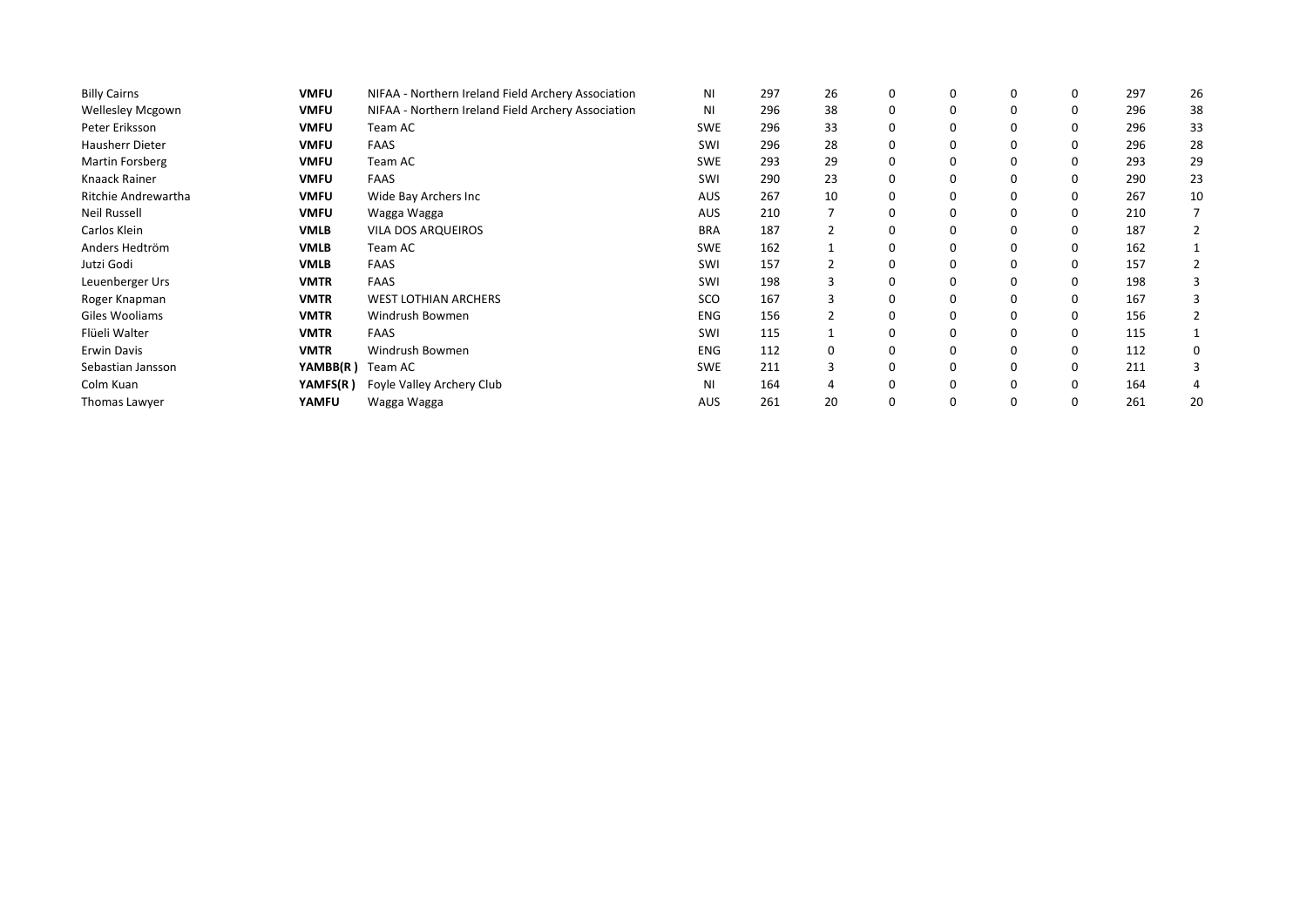| | | | | | | | | | | | |
|---|---|---|---|---|---|---|---|---|---|---|---|
| Billy Cairns | **VMFU** | NIFAA - Northern Ireland Field Archery Association | NI | 297 | 26 | 0 | 0 | 0 | 0 | 297 | 26 |
| Wellesley Mcgown | **VMFU** | NIFAA - Northern Ireland Field Archery Association | NI | 296 | 38 | 0 | 0 | 0 | 0 | 296 | 38 |
| Peter Eriksson | **VMFU** | Team AC | SWE | 296 | 33 | 0 | 0 | 0 | 0 | 296 | 33 |
| Hausherr Dieter | **VMFU** | FAAS | SWI | 296 | 28 | 0 | 0 | 0 | 0 | 296 | 28 |
| Martin Forsberg | **VMFU** | Team AC | SWE | 293 | 29 | 0 | 0 | 0 | 0 | 293 | 29 |
| Knaack Rainer | **VMFU** | FAAS | SWI | 290 | 23 | 0 | 0 | 0 | 0 | 290 | 23 |
| Ritchie Andrewartha | **VMFU** | Wide Bay Archers Inc | AUS | 267 | 10 | 0 | 0 | 0 | 0 | 267 | 10 |
| Neil Russell | **VMFU** | Wagga Wagga | AUS | 210 | 7 | 0 | 0 | 0 | 0 | 210 | 7 |
| Carlos Klein | **VMLB** | VILA DOS ARQUEIROS | BRA | 187 | 2 | 0 | 0 | 0 | 0 | 187 | 2 |
| Anders Hedtröm | **VMLB** | Team AC | SWE | 162 | 1 | 0 | 0 | 0 | 0 | 162 | 1 |
| Jutzi Godi | **VMLB** | FAAS | SWI | 157 | 2 | 0 | 0 | 0 | 0 | 157 | 2 |
| Leuenberger Urs | **VMTR** | FAAS | SWI | 198 | 3 | 0 | 0 | 0 | 0 | 198 | 3 |
| Roger Knapman | **VMTR** | WEST LOTHIAN ARCHERS | SCO | 167 | 3 | 0 | 0 | 0 | 0 | 167 | 3 |
| Giles Wooliams | **VMTR** | Windrush Bowmen | ENG | 156 | 2 | 0 | 0 | 0 | 0 | 156 | 2 |
| Flüeli Walter | **VMTR** | FAAS | SWI | 115 | 1 | 0 | 0 | 0 | 0 | 115 | 1 |
| Erwin Davis | **VMTR** | Windrush Bowmen | ENG | 112 | 0 | 0 | 0 | 0 | 0 | 112 | 0 |
| Sebastian Jansson | **YAMBB(R )** | Team AC | SWE | 211 | 3 | 0 | 0 | 0 | 0 | 211 | 3 |
| Colm Kuan | **YAMFS(R )** | Foyle Valley Archery Club | NI | 164 | 4 | 0 | 0 | 0 | 0 | 164 | 4 |
| Thomas Lawyer | **YAMFU** | Wagga Wagga | AUS | 261 | 20 | 0 | 0 | 0 | 0 | 261 | 20 |